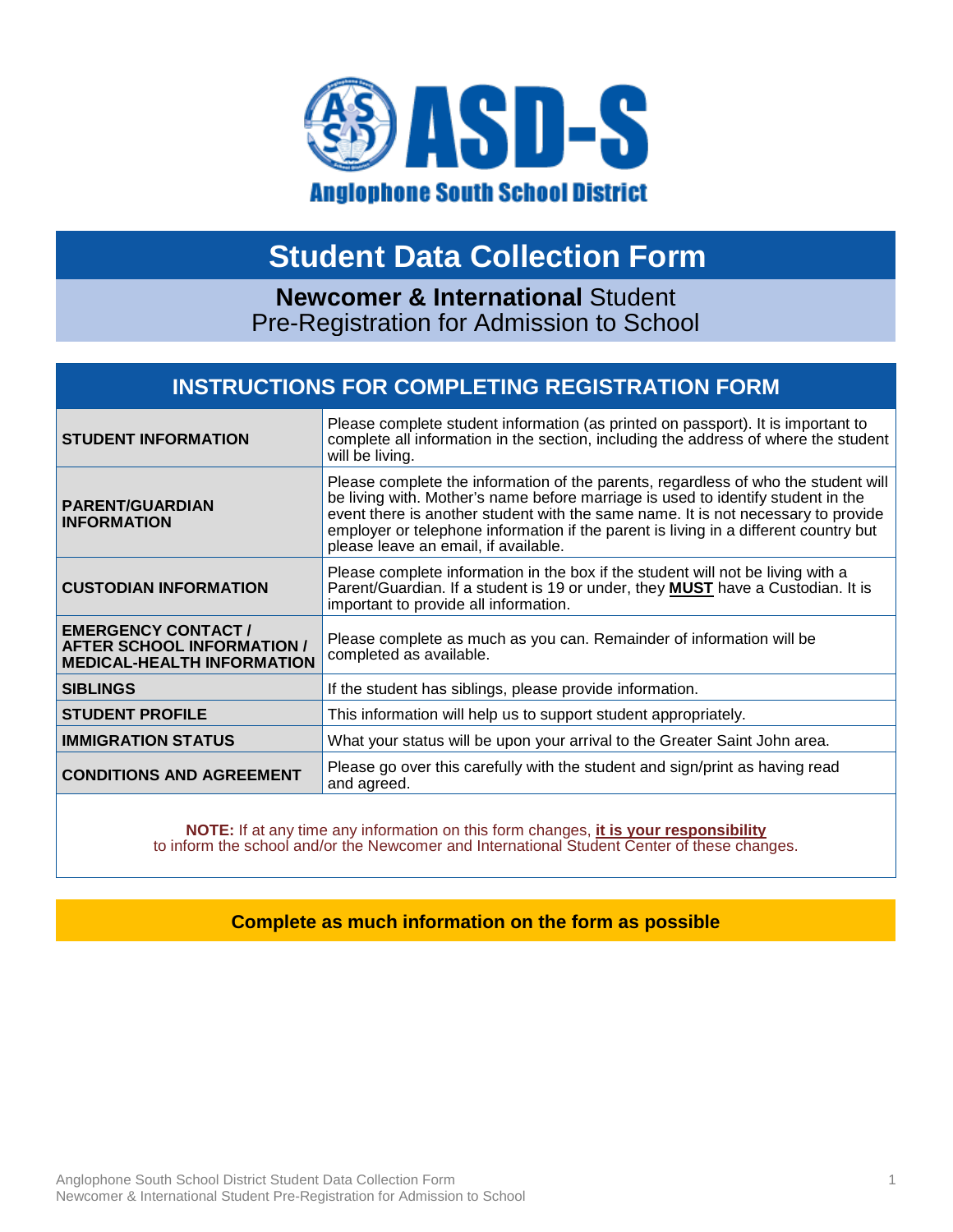ASD-S

Anglophone South School District

# Student Data Collection Form

## **Newcomer & International** Student
Pre-Registration for Admission to School

## INSTRUCTIONS FOR COMPLETING REGISTRATION FORM

| | |
|---|---|
| **STUDENT INFORMATION** | Please complete student information (as printed on passport). It is important to complete all information in the section, including the address of where the student will be living. |
| **PARENT/GUARDIAN INFORMATION** | Please complete the information of the parents, regardless of who the student will be living with. Mother's name before marriage is used to identify student in the event there is another student with the same name. It is not necessary to provide employer or telephone information if the parent is living in a different country but please leave an email, if available. |
| **CUSTODIAN INFORMATION** | Please complete information in the box if the student will not be living with a Parent/Guardian. If a student is 19 or under, they **MUST** have a Custodian. It is important to provide all information. |
| **EMERGENCY CONTACT / AFTER SCHOOL INFORMATION / MEDICAL-HEALTH INFORMATION** | Please complete as much as you can. Remainder of information will be completed as available. |
| **SIBLINGS** | If the student has siblings, please provide information. |
| **STUDENT PROFILE** | This information will help us to support student appropriately. |
| **IMMIGRATION STATUS** | What your status will be upon your arrival to the Greater Saint John area. |
| **CONDITIONS AND AGREEMENT** | Please go over this carefully with the student and sign/print as having read and agreed. |

**NOTE:** If at any time any information on this form changes, **it is your responsibility** to inform the school and/or the Newcomer and International Student Center of these changes.

**Complete as much information on the form as possible**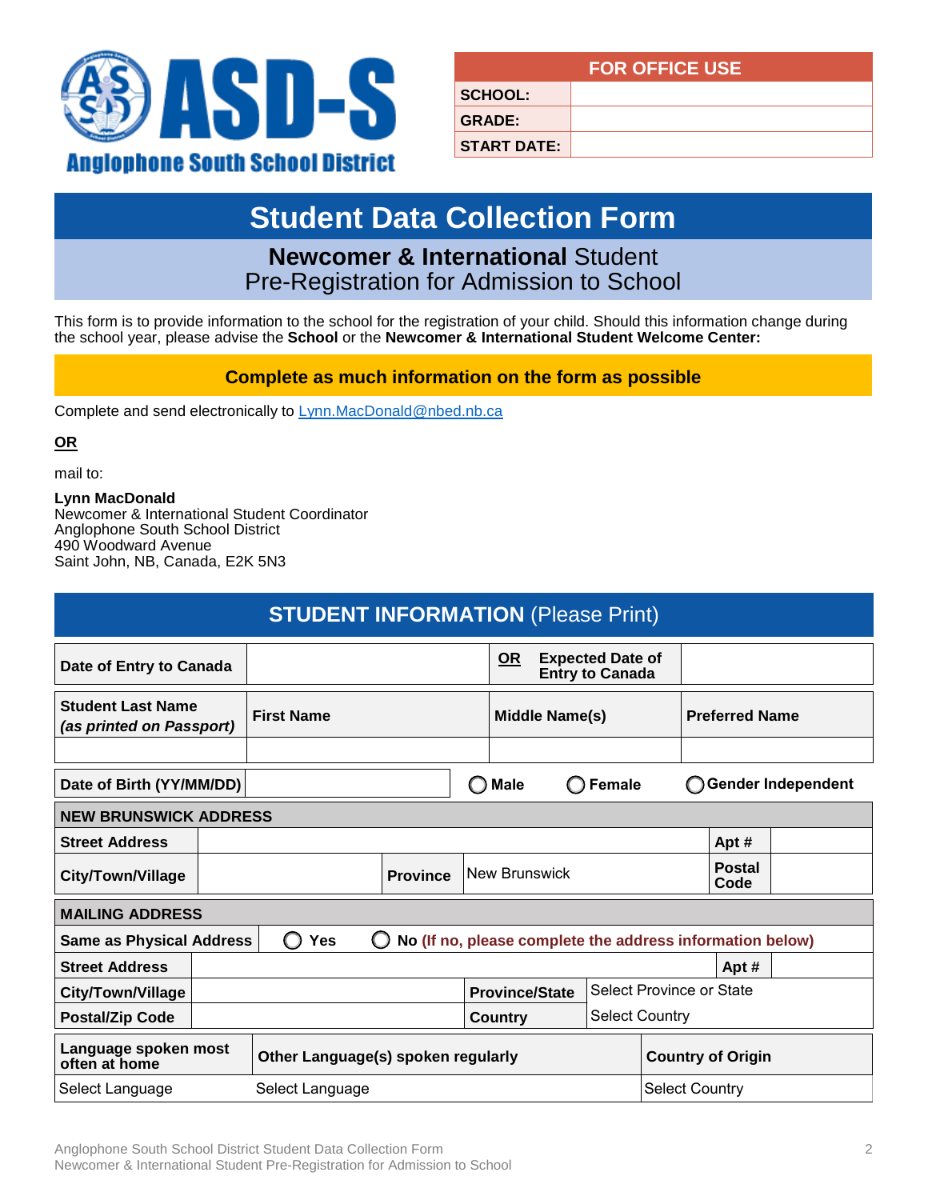**ASD-S**
**Anglophone South School District**

| FOR OFFICE USE | |
|---|---|
| SCHOOL: | |
| GRADE: | |
| START DATE: | |

# Student Data Collection Form

## **Newcomer & International** Student
## Pre-Registration for Admission to School

This form is to provide information to the school for the registration of your child. Should this information change during the school year, please advise the **School** or the **Newcomer & International Student Welcome Center:**

**Complete as much information on the form as possible**

Complete and send electronically to Lynn.MacDonald@nbed.nb.ca

**OR**

mail to:

**Lynn MacDonald**
Newcomer & International Student Coordinator
Anglophone South School District
490 Woodward Avenue
Saint John, NB, Canada, E2K 5N3

## STUDENT INFORMATION (Please Print)

| Date of Entry to Canada | | **OR** Expected Date of Entry to Canada | |
|---|---|---|---|
| **Student Last Name** *(as printed on Passport)* | **First Name** | **Middle Name(s)** | **Preferred Name** |
| | | | |

| Date of Birth (YY/MM/DD) | | ◯ Male | ◯ Female | ◯ Gender Independent |
|---|---|---|---|---|

| NEW BRUNSWICK ADDRESS | | | | | |
|---|---|---|---|---|---|
| **Street Address** | | | | **Apt #** | |
| **City/Town/Village** | | **Province** | New Brunswick | **Postal Code** | |

| MAILING ADDRESS | | | |
|---|---|---|---|
| **Same as Physical Address** | ◯ Yes | ◯ No (If no, please complete the address information below) | |
| **Street Address** | | **Apt #** | |
| **City/Town/Village** | | **Province/State** | Select Province or State |
| **Postal/Zip Code** | | **Country** | Select Country |

| Language spoken most often at home | Other Language(s) spoken regularly | Country of Origin |
|---|---|---|
| Select Language | Select Language | Select Country |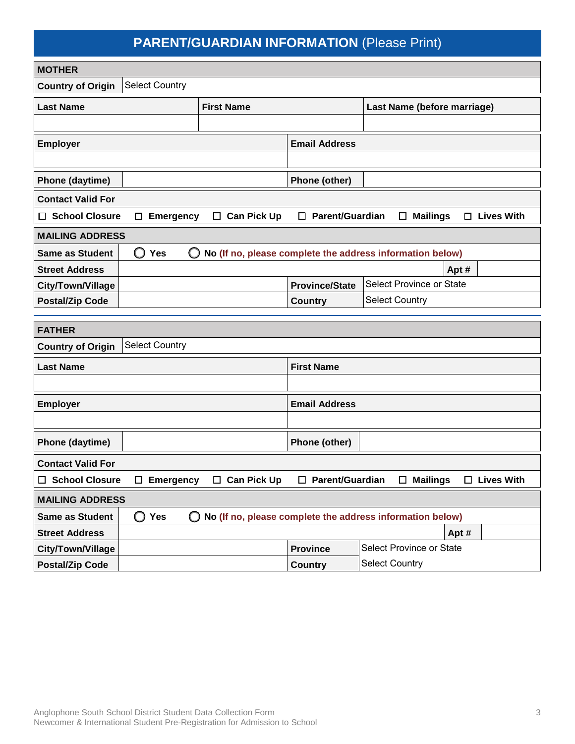## PARENT/GUARDIAN INFORMATION (Please Print)

| **MOTHER** | |
|---|---|
| **Country of Origin** | Select Country |

| **Last Name** | **First Name** | **Last Name (before marriage)** |
|---|---|---|
| | | |

| **Employer** | **Email Address** |
|---|---|
| | |

| **Phone (daytime)** | | **Phone (other)** | |
|---|---|---|---|

**Contact Valid For**

☐ **School Closure** ☐ **Emergency** ☐ **Can Pick Up** ☐ **Parent/Guardian** ☐ **Mailings** ☐ **Lives With**

| **MAILING ADDRESS** | | | |
|---|---|---|---|
| **Same as Student** | ◯ **Yes** ◯ **No** **(If no, please complete the address information below)** | | |
| **Street Address** | | **Apt #** | |
| **City/Town/Village** | | **Province/State** | Select Province or State |
| **Postal/Zip Code** | | **Country** | Select Country |

| **FATHER** | |
|---|---|
| **Country of Origin** | Select Country |

| **Last Name** | **First Name** |
|---|---|
| | |

| **Employer** | **Email Address** |
|---|---|
| | |

| **Phone (daytime)** | | **Phone (other)** | |
|---|---|---|---|

**Contact Valid For**

☐ **School Closure** ☐ **Emergency** ☐ **Can Pick Up** ☐ **Parent/Guardian** ☐ **Mailings** ☐ **Lives With**

| **MAILING ADDRESS** | | | |
|---|---|---|---|
| **Same as Student** | ◯ **Yes** ◯ **No** **(If no, please complete the address information below)** | | |
| **Street Address** | | **Apt #** | |
| **City/Town/Village** | | **Province** | Select Province or State |
| **Postal/Zip Code** | | **Country** | Select Country |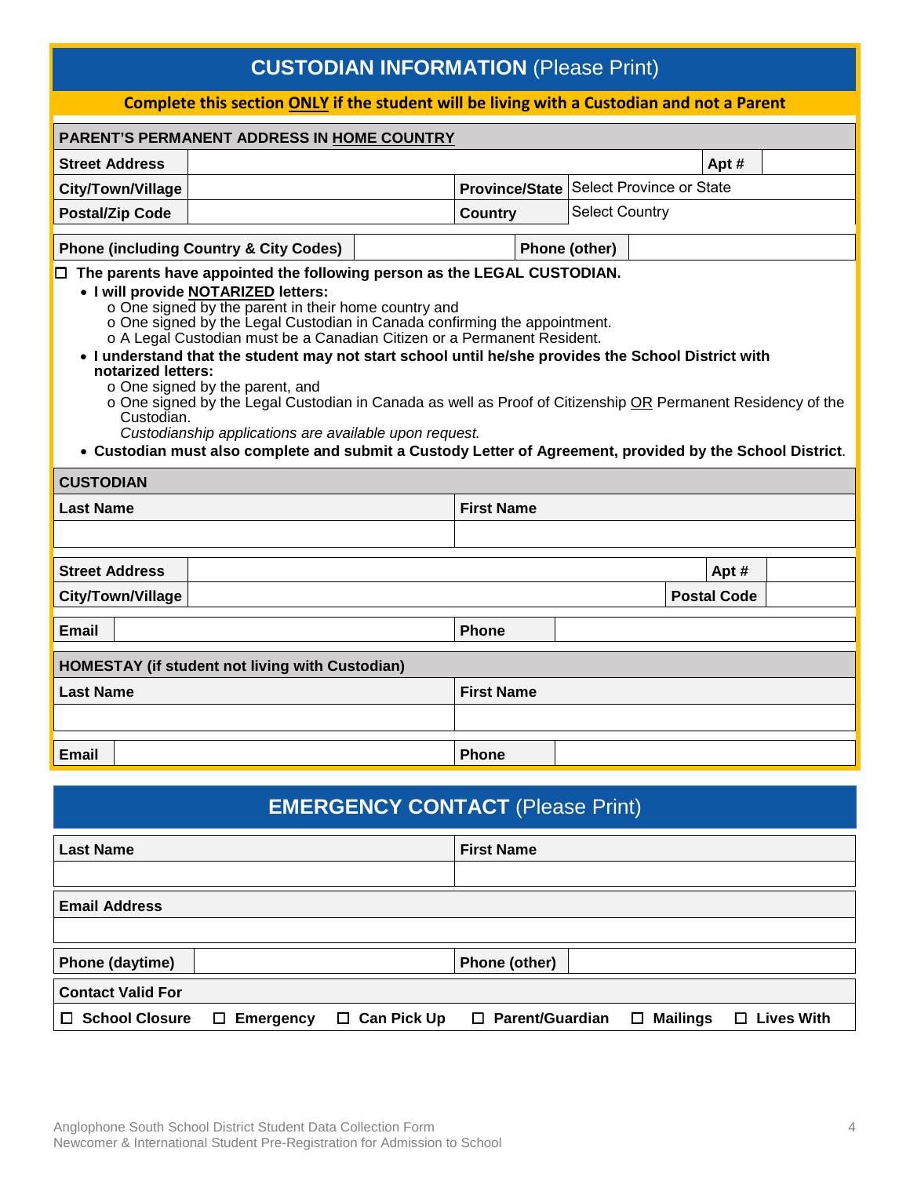## **CUSTODIAN INFORMATION** (Please Print)

**Complete this section ONLY if the student will be living with a Custodian and not a Parent**

| PARENT'S PERMANENT ADDRESS IN HOME COUNTRY | | | |
|---|---|---|---|
| **Street Address** | | **Apt #** | |
| **City/Town/Village** | | **Province/State** | Select Province or State |
| **Postal/Zip Code** | | **Country** | Select Country |

| **Phone (including Country & City Codes)** | | **Phone (other)** | |
|---|---|---|---|

☐ **The parents have appointed the following person as the LEGAL CUSTODIAN.**

- **I will provide NOTARIZED letters:**
  - One signed by the parent in their home country and
  - One signed by the Legal Custodian in Canada confirming the appointment.
  - A Legal Custodian must be a Canadian Citizen or a Permanent Resident.
- **I understand that the student may not start school until he/she provides the School District with notarized letters:**
  - One signed by the parent, and
  - One signed by the Legal Custodian in Canada as well as Proof of Citizenship OR Permanent Residency of the Custodian.

    *Custodianship applications are available upon request.*
- **Custodian must also complete and submit a Custody Letter of Agreement, provided by the School District.**

| CUSTODIAN | |
|---|---|
| **Last Name** | **First Name** |
| | |

| **Street Address** | | **Apt #** | |
|---|---|---|---|
| **City/Town/Village** | | **Postal Code** | |

| **Email** | | **Phone** | |
|---|---|---|---|

| HOMESTAY (if student not living with Custodian) | |
|---|---|
| **Last Name** | **First Name** |
| | |

| **Email** | | **Phone** | |
|---|---|---|---|

## **EMERGENCY CONTACT** (Please Print)

| **Last Name** | **First Name** |
|---|---|
| | |

| **Email Address** |
|---|
| |

| **Phone (daytime)** | | **Phone (other)** | |
|---|---|---|---|

**Contact Valid For**

☐ **School Closure** ☐ **Emergency** ☐ **Can Pick Up** ☐ **Parent/Guardian** ☐ **Mailings** ☐ **Lives With**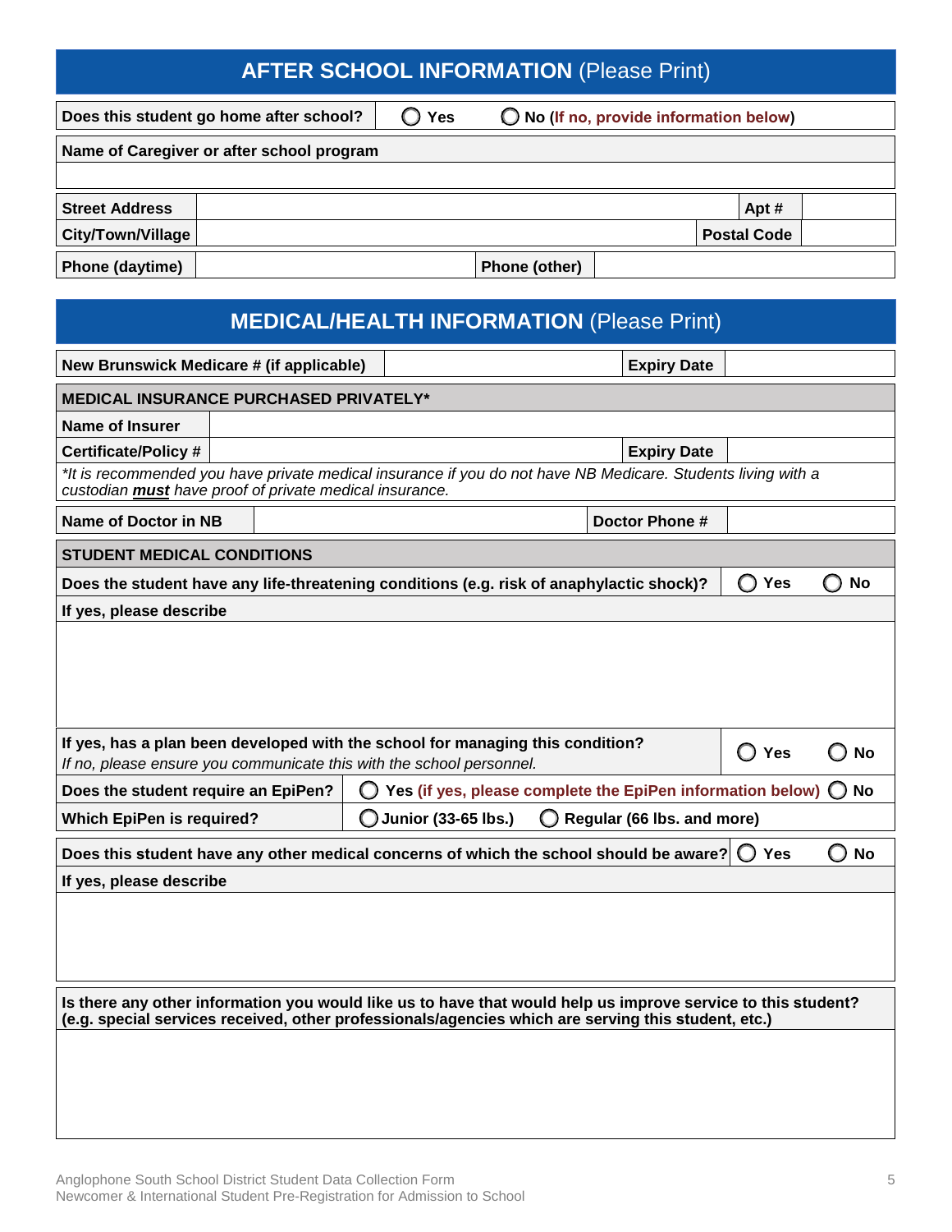## AFTER SCHOOL INFORMATION (Please Print)

| Does this student go home after school? | ◯ Yes | ◯ No (If no, provide information below) |
|---|---|---|

| Name of Caregiver or after school program |
|---|
| |

| Street Address | | Apt # | |
|---|---|---|---|
| City/Town/Village | | Postal Code | |

| Phone (daytime) | | Phone (other) | |
|---|---|---|---|

## MEDICAL/HEALTH INFORMATION (Please Print)

| New Brunswick Medicare # (if applicable) | | Expiry Date | |
|---|---|---|---|

**MEDICAL INSURANCE PURCHASED PRIVATELY***

| Name of Insurer | | | |
|---|---|---|---|
| Certificate/Policy # | | Expiry Date | |

*\*It is recommended you have private medical insurance if you do not have NB Medicare. Students living with a custodian **must** have proof of private medical insurance.*

| Name of Doctor in NB | | Doctor Phone # | |
|---|---|---|---|

**STUDENT MEDICAL CONDITIONS**

| Does the student have any life-threatening conditions (e.g. risk of anaphylactic shock)? | ◯ Yes | ◯ No |
|---|---|---|

**If yes, please describe**

| If yes, has a plan been developed with the school for managing this condition? *If no, please ensure you communicate this with the school personnel.* | ◯ Yes | ◯ No |
|---|---|---|

| Does the student require an EpiPen? | ◯ Yes (if yes, please complete the EpiPen information below) | ◯ No |
|---|---|---|
| Which EpiPen is required? | ◯ Junior (33-65 lbs.) | ◯ Regular (66 lbs. and more) |

| Does this student have any other medical concerns of which the school should be aware? | ◯ Yes | ◯ No |
|---|---|---|

**If yes, please describe**

**Is there any other information you would like us to have that would help us improve service to this student? (e.g. special services received, other professionals/agencies which are serving this student, etc.)**

Anglophone South School District Student Data Collection Form
Newcomer & International Student Pre-Registration for Admission to School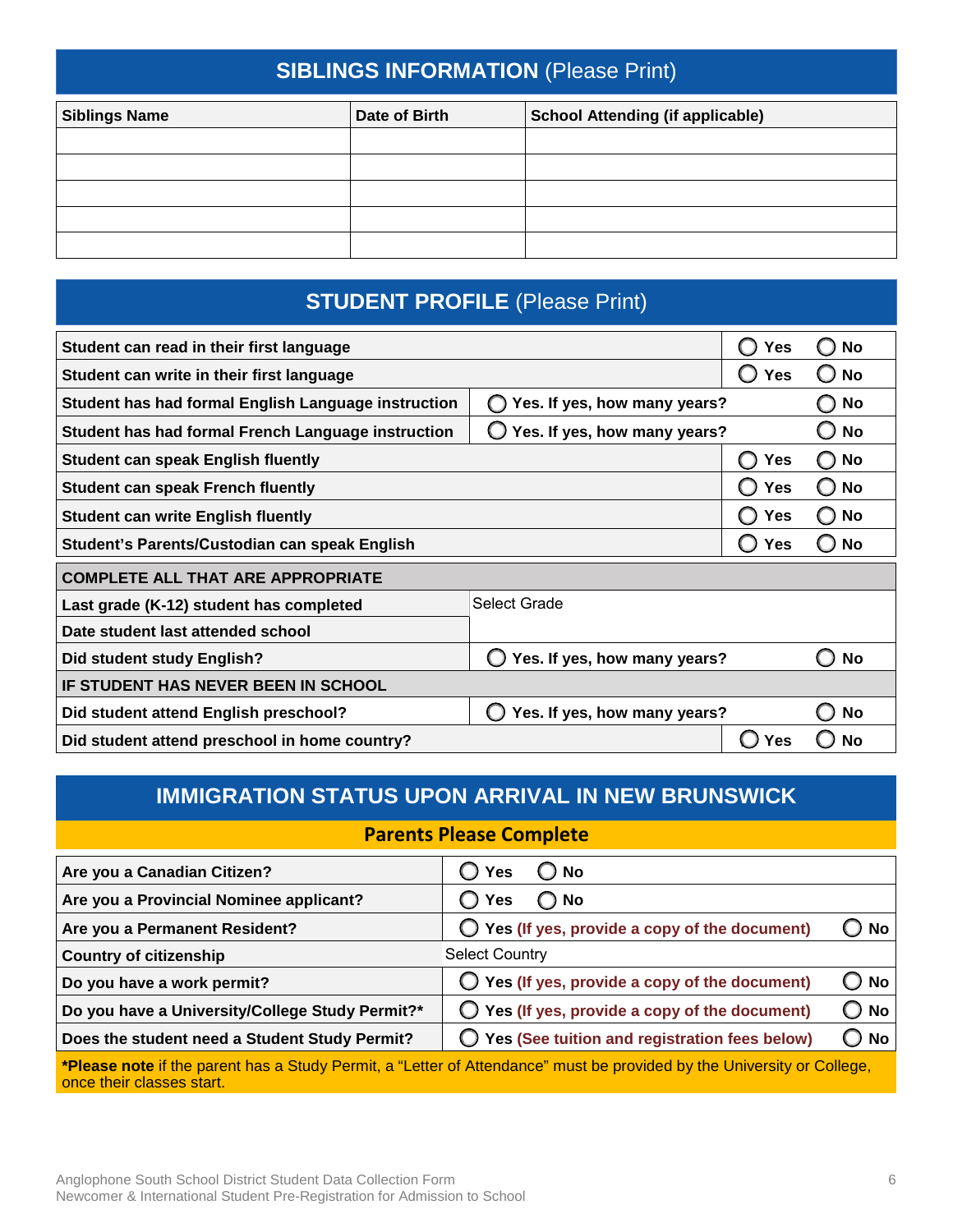## SIBLINGS INFORMATION (Please Print)

| Siblings Name | Date of Birth | School Attending (if applicable) |
|---|---|---|
| | | |
| | | |
| | | |
| | | |
| | | |

## STUDENT PROFILE (Please Print)

| | | |
|---|---|---|
| **Student can read in their first language** | ◯ **Yes** | ◯ **No** |
| **Student can write in their first language** | ◯ **Yes** | ◯ **No** |
| **Student has had formal English Language instruction** | ◯ **Yes. If yes, how many years?** | ◯ **No** |
| **Student has had formal French Language instruction** | ◯ **Yes. If yes, how many years?** | ◯ **No** |
| **Student can speak English fluently** | ◯ **Yes** | ◯ **No** |
| **Student can speak French fluently** | ◯ **Yes** | ◯ **No** |
| **Student can write English fluently** | ◯ **Yes** | ◯ **No** |
| **Student's Parents/Custodian can speak English** | ◯ **Yes** | ◯ **No** |
| **COMPLETE ALL THAT ARE APPROPRIATE** | | |
| **Last grade (K-12) student has completed** | Select Grade | |
| **Date student last attended school** | | |
| **Did student study English?** | ◯ **Yes. If yes, how many years?** | ◯ **No** |
| **IF STUDENT HAS NEVER BEEN IN SCHOOL** | | |
| **Did student attend English preschool?** | ◯ **Yes. If yes, how many years?** | ◯ **No** |
| **Did student attend preschool in home country?** | ◯ **Yes** | ◯ **No** |

## IMMIGRATION STATUS UPON ARRIVAL IN NEW BRUNSWICK

### Parents Please Complete

| | | |
|---|---|---|
| **Are you a Canadian Citizen?** | ◯ **Yes** ◯ **No** | |
| **Are you a Provincial Nominee applicant?** | ◯ **Yes** ◯ **No** | |
| **Are you a Permanent Resident?** | ◯ **Yes (If yes, provide a copy of the document)** | ◯ **No** |
| **Country of citizenship** | Select Country | |
| **Do you have a work permit?** | ◯ **Yes (If yes, provide a copy of the document)** | ◯ **No** |
| **Do you have a University/College Study Permit?*** | ◯ **Yes (If yes, provide a copy of the document)** | ◯ **No** |
| **Does the student need a Student Study Permit?** | ◯ **Yes (See tuition and registration fees below)** | ◯ **No** |

***Please note** if the parent has a Study Permit, a "Letter of Attendance" must be provided by the University or College, once their classes start.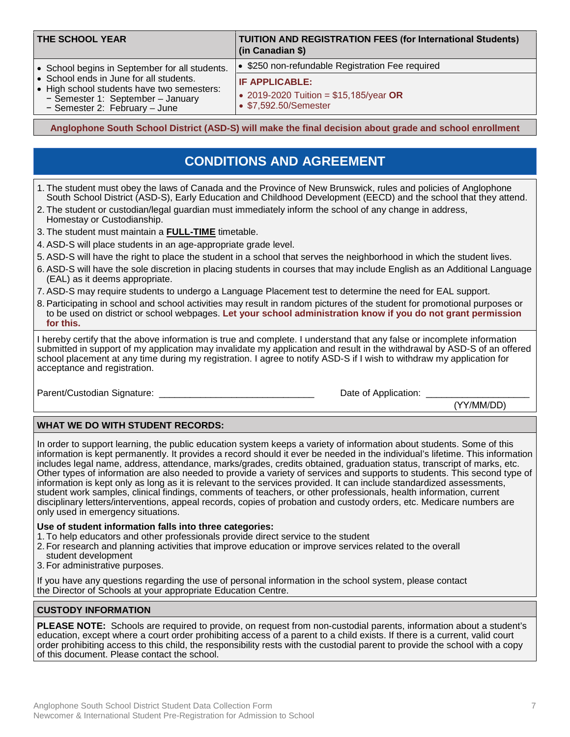| THE SCHOOL YEAR | TUITION AND REGISTRATION FEES (for International Students) (in Canadian $) |
|---|---|
| • School begins in September for all students.<br>• School ends in June for all students.<br>• High school students have two semesters:<br>− Semester 1: September – January<br>− Semester 2: February – June | • $250 non-refundable Registration Fee required<br>**IF APPLICABLE:**<br>• 2019-2020 Tuition = $15,185/year **OR**<br>• $7,592.50/Semester |

**Anglophone South School District (ASD-S) will make the final decision about grade and school enrollment**

## CONDITIONS AND AGREEMENT

1. The student must obey the laws of Canada and the Province of New Brunswick, rules and policies of Anglophone South School District (ASD-S), Early Education and Childhood Development (EECD) and the school that they attend.
2. The student or custodian/legal guardian must immediately inform the school of any change in address, Homestay or Custodianship.
3. The student must maintain a **FULL-TIME** timetable.
4. ASD-S will place students in an age-appropriate grade level.
5. ASD-S will have the right to place the student in a school that serves the neighborhood in which the student lives.
6. ASD-S will have the sole discretion in placing students in courses that may include English as an Additional Language (EAL) as it deems appropriate.
7. ASD-S may require students to undergo a Language Placement test to determine the need for EAL support.
8. Participating in school and school activities may result in random pictures of the student for promotional purposes or to be used on district or school webpages. **Let your school administration know if you do not grant permission for this.**

I hereby certify that the above information is true and complete. I understand that any false or incomplete information submitted in support of my application may invalidate my application and result in the withdrawal by ASD-S of an offered school placement at any time during my registration. I agree to notify ASD-S if I wish to withdraw my application for acceptance and registration.

Parent/Custodian Signature: ______________________________ Date of Application: ___________________ (YY/MM/DD)

### WHAT WE DO WITH STUDENT RECORDS:

In order to support learning, the public education system keeps a variety of information about students. Some of this information is kept permanently. It provides a record should it ever be needed in the individual's lifetime. This information includes legal name, address, attendance, marks/grades, credits obtained, graduation status, transcript of marks, etc. Other types of information are also needed to provide a variety of services and supports to students. This second type of information is kept only as long as it is relevant to the services provided. It can include standardized assessments, student work samples, clinical findings, comments of teachers, or other professionals, health information, current disciplinary letters/interventions, appeal records, copies of probation and custody orders, etc. Medicare numbers are only used in emergency situations.

**Use of student information falls into three categories:**

1. To help educators and other professionals provide direct service to the student
2. For research and planning activities that improve education or improve services related to the overall student development
3. For administrative purposes.

If you have any questions regarding the use of personal information in the school system, please contact the Director of Schools at your appropriate Education Centre.

### CUSTODY INFORMATION

**PLEASE NOTE:** Schools are required to provide, on request from non-custodial parents, information about a student's education, except where a court order prohibiting access of a parent to a child exists. If there is a current, valid court order prohibiting access to this child, the responsibility rests with the custodial parent to provide the school with a copy of this document. Please contact the school.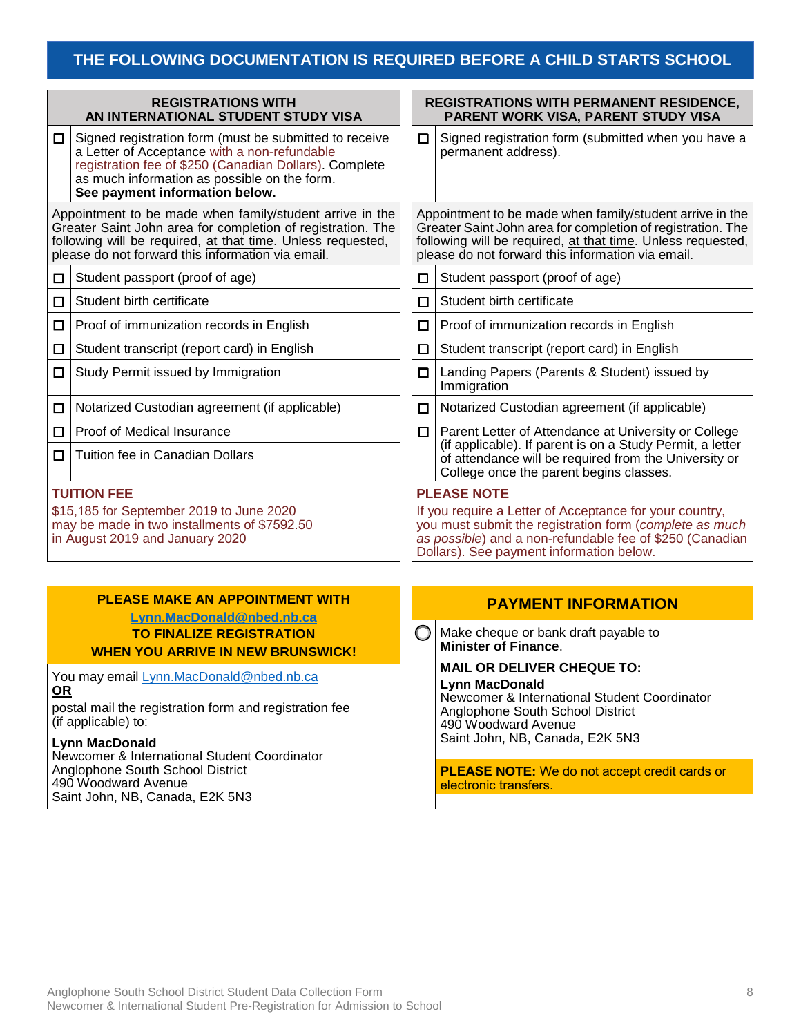## THE FOLLOWING DOCUMENTATION IS REQUIRED BEFORE A CHILD STARTS SCHOOL

| REGISTRATIONS WITH AN INTERNATIONAL STUDENT STUDY VISA | REGISTRATIONS WITH PERMANENT RESIDENCE, PARENT WORK VISA, PARENT STUDY VISA |
|---|---|
| ☐ Signed registration form (must be submitted to receive a Letter of Acceptance with a non-refundable registration fee of $250 (Canadian Dollars). Complete as much information as possible on the form. **See payment information below.** | ☐ Signed registration form (submitted when you have a permanent address). |
| Appointment to be made when family/student arrive in the Greater Saint John area for completion of registration. The following will be required, at that time. Unless requested, please do not forward this information via email. | Appointment to be made when family/student arrive in the Greater Saint John area for completion of registration. The following will be required, at that time. Unless requested, please do not forward this information via email. |
| ☐ Student passport (proof of age) | ☐ Student passport (proof of age) |
| ☐ Student birth certificate | ☐ Student birth certificate |
| ☐ Proof of immunization records in English | ☐ Proof of immunization records in English |
| ☐ Student transcript (report card) in English | ☐ Student transcript (report card) in English |
| ☐ Study Permit issued by Immigration | ☐ Landing Papers (Parents & Student) issued by Immigration |
| ☐ Notarized Custodian agreement (if applicable) | ☐ Notarized Custodian agreement (if applicable) |
| ☐ Proof of Medical Insurance<br>☐ Tuition fee in Canadian Dollars | ☐ Parent Letter of Attendance at University or College (if applicable). If parent is on a Study Permit, a letter of attendance will be required from the University or College once the parent begins classes. |
| **TUITION FEE**<br>$15,185 for September 2019 to June 2020 may be made in two installments of $7592.50 in August 2019 and January 2020 | **PLEASE NOTE**<br>If you require a Letter of Acceptance for your country, you must submit the registration form (*complete as much as possible*) and a non-refundable fee of $250 (Canadian Dollars). See payment information below. |

**PLEASE MAKE AN APPOINTMENT WITH**
**Lynn.MacDonald@nbed.nb.ca**
**TO FINALIZE REGISTRATION**
**WHEN YOU ARRIVE IN NEW BRUNSWICK!**

You may email Lynn.MacDonald@nbed.nb.ca
**OR**
postal mail the registration form and registration fee (if applicable) to:

**Lynn MacDonald**
Newcomer & International Student Coordinator
Anglophone South School District
490 Woodward Avenue
Saint John, NB, Canada, E2K 5N3

### PAYMENT INFORMATION

◯ Make cheque or bank draft payable to **Minister of Finance**.

**MAIL OR DELIVER CHEQUE TO:**

**Lynn MacDonald**
Newcomer & International Student Coordinator
Anglophone South School District
490 Woodward Avenue
Saint John, NB, Canada, E2K 5N3

**PLEASE NOTE:** We do not accept credit cards or electronic transfers.